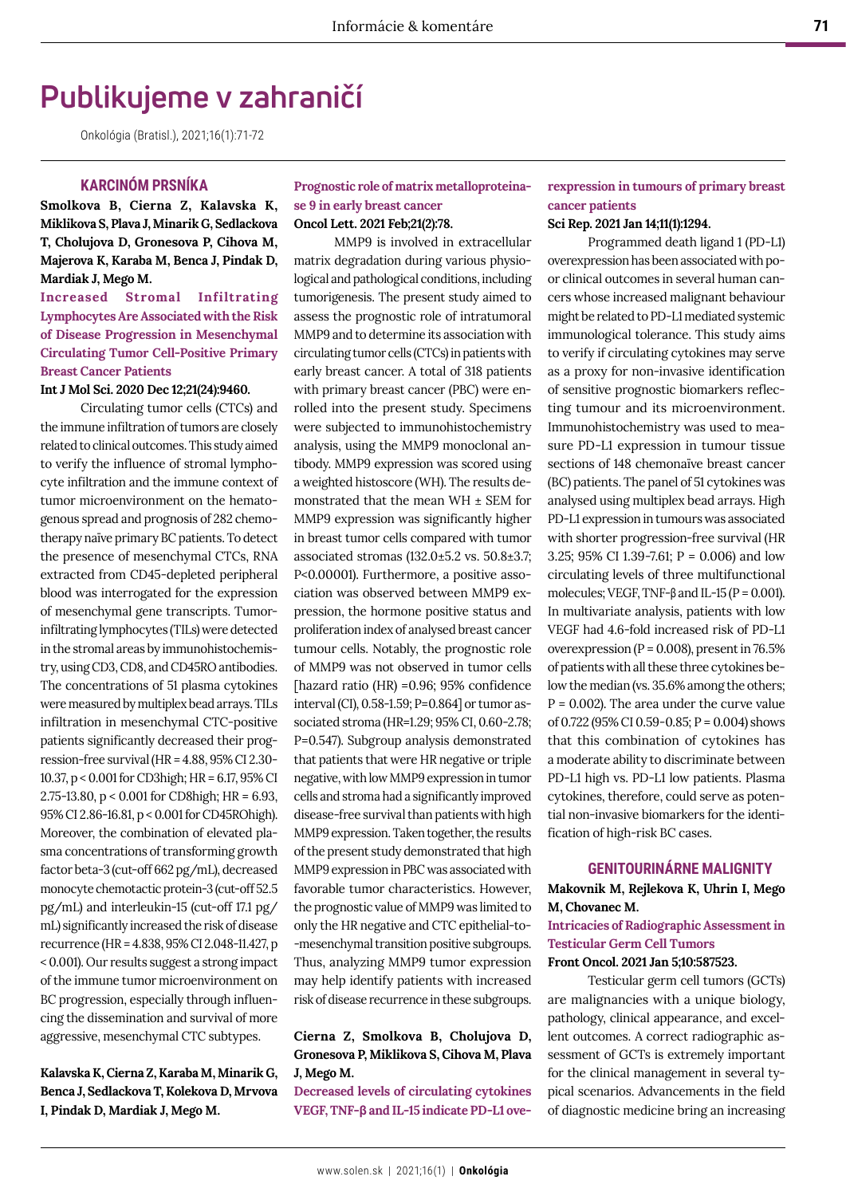# Publikujeme v zahraničí

Onkológia (Bratisl.), 2021;16(1):71-72

## KARCINÓM PRSNÍKA

**Smolkova B, Cierna Z, Kalavska K, Miklikova S, Plava J, Minarik G, Sedlackova T, Cholujova D, Gronesova P, Cihova M, Majerova K, Karaba M, Benca J, Pindak D, Mardiak J, Mego M.**

**Increased Stromal Infiltrating Lymphocytes Are Associated with the Risk of Disease Progression in Mesenchymal Circulating Tumor Cell-Positive Primary Breast Cancer Patients**

**Int J Mol Sci. 2020 Dec 12;21(24):9460.**

Circulating tumor cells (CTCs) and the immune infiltration of tumors are closely related to clinical outcomes. This study aimed to verify the influence of stromal lymphocyte infiltration and the immune context of tumor microenvironment on the hematogenous spread and prognosis of 282 chemotherapy naïve primary BC patients. To detect the presence of mesenchymal CTCs, RNA extracted from CD45-depleted peripheral blood was interrogated for the expression of mesenchymal gene transcripts. Tumor-infiltrating lymphocytes (TILs) were detected in the stromal areas by immunohistochemistry, using CD3, CD8, and CD45RO antibodies. The concentrations of 51 plasma cytokines were measured by multiplex bead arrays. TILs infiltration in mesenchymal CTC-positive patients significantly decreased their progression-free survival (HR = 4.88, 95% CI 2.30-10.37, p < 0.001 for CD3high; HR = 6.17, 95% CI 2.75-13.80, p < 0.001 for CD8high; HR = 6.93, 95% CI 2.86-16.81, p < 0.001 for CD45ROhigh). Moreover, the combination of elevated plasma concentrations of transforming growth factor beta-3 (cut-off 662 pg/mL), decreased monocyte chemotactic protein-3 (cut-off 52.5 pg/mL) and interleukin-15 (cut-off 17.1 pg/mL) significantly increased the risk of disease recurrence (HR = 4.838, 95% CI 2.048-11.427, p < 0.001). Our results suggest a strong impact of the immune tumor microenvironment on BC progression, especially through influencing the dissemination and survival of more aggressive, mesenchymal CTC subtypes.

**Kalavska K, Cierna Z, Karaba M, Minarik G, Benca J, Sedlackova T, Kolekova D, Mrvova I, Pindak D, Mardiak J, Mego M.**

**Prognostic role of matrix metalloproteinase 9 in early breast cancer**

**Oncol Lett. 2021 Feb;21(2):78.**

MMP9 is involved in extracellular matrix degradation during various physiological and pathological conditions, including tumorigenesis. The present study aimed to assess the prognostic role of intratumoral MMP9 and to determine its association with circulating tumor cells (CTCs) in patients with early breast cancer. A total of 318 patients with primary breast cancer (PBC) were enrolled into the present study. Specimens were subjected to immunohistochemistry analysis, using the MMP9 monoclonal antibody. MMP9 expression was scored using a weighted histoscore (WH). The results demonstrated that the mean WH ± SEM for MMP9 expression was significantly higher in breast tumor cells compared with tumor associated stromas (132.0±5.2 vs. 50.8±3.7; P<0.00001). Furthermore, a positive association was observed between MMP9 expression, the hormone positive status and proliferation index of analysed breast cancer tumour cells. Notably, the prognostic role of MMP9 was not observed in tumor cells [hazard ratio (HR) =0.96; 95% confidence interval (CI), 0.58-1.59; P=0.864] or tumor associated stroma (HR=1.29; 95% CI, 0.60-2.78; P=0.547). Subgroup analysis demonstrated that patients that were HR negative or triple negative, with low MMP9 expression in tumor cells and stroma had a significantly improved disease-free survival than patients with high MMP9 expression. Taken together, the results of the present study demonstrated that high MMP9 expression in PBC was associated with favorable tumor characteristics. However, the prognostic value of MMP9 was limited to only the HR negative and CTC epithelial-to-mesenchymal transition positive subgroups. Thus, analyzing MMP9 tumor expression may help identify patients with increased risk of disease recurrence in these subgroups.

**Cierna Z, Smolkova B, Cholujova D, Gronesova P, Miklikova S, Cihova M, Plava J, Mego M.**

**Decreased levels of circulating cytokines VEGF, TNF-β and IL-15 indicate PD-L1 overexpression in tumours of primary breast cancer patients**

**Sci Rep. 2021 Jan 14;11(1):1294.**

Programmed death ligand 1 (PD-L1) overexpression has been associated with poor clinical outcomes in several human cancers whose increased malignant behaviour might be related to PD-L1 mediated systemic immunological tolerance. This study aims to verify if circulating cytokines may serve as a proxy for non-invasive identification of sensitive prognostic biomarkers reflecting tumour and its microenvironment. Immunohistochemistry was used to measure PD-L1 expression in tumour tissue sections of 148 chemonaïve breast cancer (BC) patients. The panel of 51 cytokines was analysed using multiplex bead arrays. High PD-L1 expression in tumours was associated with shorter progression-free survival (HR 3.25; 95% CI 1.39-7.61; P = 0.006) and low circulating levels of three multifunctional molecules; VEGF, TNF-β and IL-15 (P = 0.001). In multivariate analysis, patients with low VEGF had 4.6-fold increased risk of PD-L1 overexpression (P = 0.008), present in 76.5% of patients with all these three cytokines below the median (vs. 35.6% among the others; P = 0.002). The area under the curve value of 0.722 (95% CI 0.59-0.85; P = 0.004) shows that this combination of cytokines has a moderate ability to discriminate between PD-L1 high vs. PD-L1 low patients. Plasma cytokines, therefore, could serve as potential non-invasive biomarkers for the identification of high-risk BC cases.

## GENITOURINÁRNE MALIGNITY

**Makovnik M, Rejlekova K, Uhrin I, Mego M, Chovanec M.**

**Intricacies of Radiographic Assessment in Testicular Germ Cell Tumors**

**Front Oncol. 2021 Jan 5;10:587523.**

Testicular germ cell tumors (GCTs) are malignancies with a unique biology, pathology, clinical appearance, and excellent outcomes. A correct radiographic assessment of GCTs is extremely important for the clinical management in several typical scenarios. Advancements in the field of diagnostic medicine bring an increasing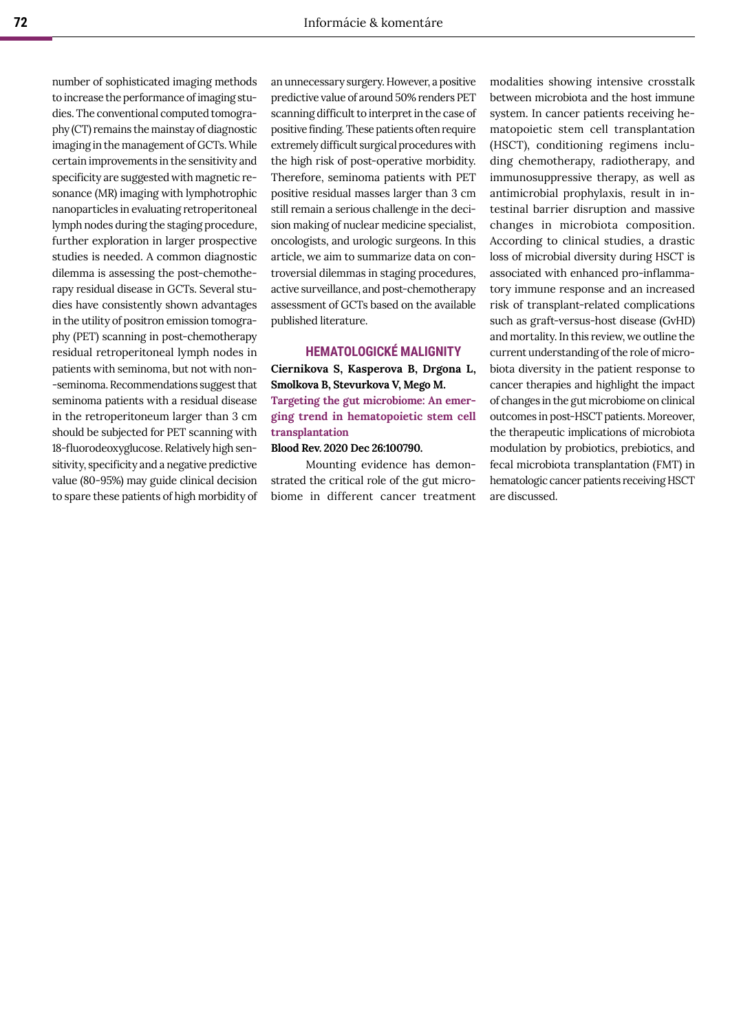number of sophisticated imaging methods to increase the performance of imaging studies. The conventional computed tomography (CT) remains the mainstay of diagnostic imaging in the management of GCTs. While certain improvements in the sensitivity and specificity are suggested with magnetic resonance (MR) imaging with lymphotrophic nanoparticles in evaluating retroperitoneal lymph nodes during the staging procedure, further exploration in larger prospective studies is needed. A common diagnostic dilemma is assessing the post-chemotherapy residual disease in GCTs. Several studies have consistently shown advantages in the utility of positron emission tomography (PET) scanning in post-chemotherapy residual retroperitoneal lymph nodes in patients with seminoma, but not with non-seminoma. Recommendations suggest that seminoma patients with a residual disease in the retroperitoneum larger than 3 cm should be subjected for PET scanning with 18-fluorodeoxyglucose. Relatively high sensitivity, specificity and a negative predictive value (80–95%) may guide clinical decision to spare these patients of high morbidity of an unnecessary surgery. However, a positive predictive value of around 50% renders PET scanning difficult to interpret in the case of positive finding. These patients often require extremely difficult surgical procedures with the high risk of post-operative morbidity. Therefore, seminoma patients with PET positive residual masses larger than 3 cm still remain a serious challenge in the decision making of nuclear medicine specialist, oncologists, and urologic surgeons. In this article, we aim to summarize data on controversial dilemmas in staging procedures, active surveillance, and post-chemotherapy assessment of GCTs based on the available published literature.

## HEMATOLOGICKÉ MALIGNITY

**Ciernikova S, Kasperova B, Drgona L, Smolkova B, Stevurkova V, Mego M.**

**Targeting the gut microbiome: An emerging trend in hematopoietic stem cell transplantation**

**Blood Rev. 2020 Dec 26:100790.**

Mounting evidence has demonstrated the critical role of the gut microbiome in different cancer treatment modalities showing intensive crosstalk between microbiota and the host immune system. In cancer patients receiving hematopoietic stem cell transplantation (HSCT), conditioning regimens including chemotherapy, radiotherapy, and immunosuppressive therapy, as well as antimicrobial prophylaxis, result in intestinal barrier disruption and massive changes in microbiota composition. According to clinical studies, a drastic loss of microbial diversity during HSCT is associated with enhanced pro-inflammatory immune response and an increased risk of transplant-related complications such as graft-versus-host disease (GvHD) and mortality. In this review, we outline the current understanding of the role of microbiota diversity in the patient response to cancer therapies and highlight the impact of changes in the gut microbiome on clinical outcomes in post-HSCT patients. Moreover, the therapeutic implications of microbiota modulation by probiotics, prebiotics, and fecal microbiota transplantation (FMT) in hematologic cancer patients receiving HSCT are discussed.